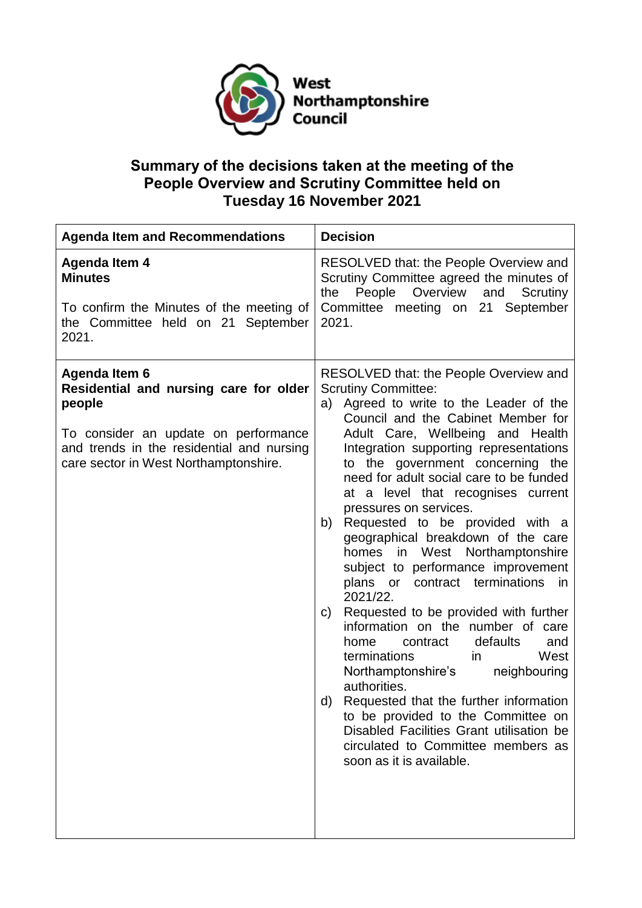West Northamptonshire Council

# Summary of the decisions taken at the meeting of the People Overview and Scrutiny Committee held on Tuesday 16 November 2021

| Agenda Item and Recommendations | Decision |
|---|---|
| **Agenda Item 4**<br>**Minutes**<br><br>To confirm the Minutes of the meeting of the Committee held on 21 September 2021. | RESOLVED that: the People Overview and Scrutiny Committee agreed the minutes of the People Overview and Scrutiny Committee meeting on 21 September 2021. |
| **Agenda Item 6**<br>**Residential and nursing care for older people**<br><br>To consider an update on performance and trends in the residential and nursing care sector in West Northamptonshire. | RESOLVED that: the People Overview and Scrutiny Committee:<br>a) Agreed to write to the Leader of the Council and the Cabinet Member for Adult Care, Wellbeing and Health Integration supporting representations to the government concerning the need for adult social care to be funded at a level that recognises current pressures on services.<br>b) Requested to be provided with a geographical breakdown of the care homes in West Northamptonshire subject to performance improvement plans or contract terminations in 2021/22.<br>c) Requested to be provided with further information on the number of care home contract defaults and terminations in West Northamptonshire's neighbouring authorities.<br>d) Requested that the further information to be provided to the Committee on Disabled Facilities Grant utilisation be circulated to Committee members as soon as it is available. |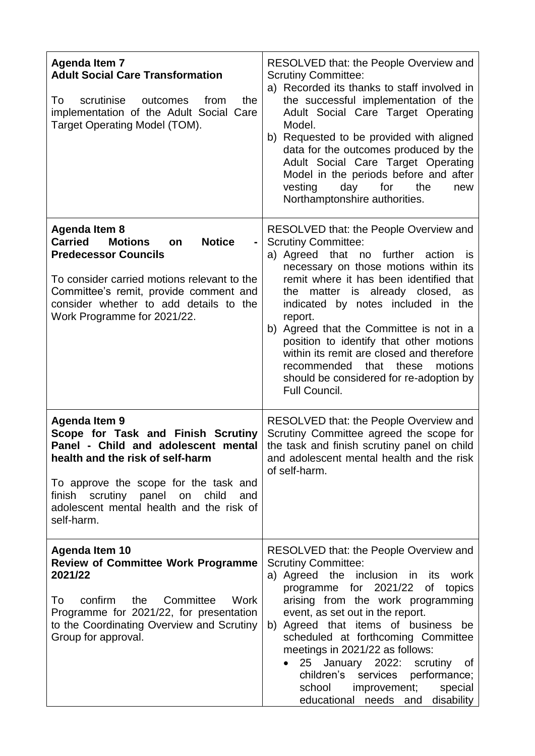| **Agenda Item 7**<br>**Adult Social Care Transformation**<br><br>To scrutinise outcomes from the implementation of the Adult Social Care Target Operating Model (TOM). | RESOLVED that: the People Overview and Scrutiny Committee:<br>a) Recorded its thanks to staff involved in the successful implementation of the Adult Social Care Target Operating Model.<br>b) Requested to be provided with aligned data for the outcomes produced by the Adult Social Care Target Operating Model in the periods before and after vesting day for the new Northamptonshire authorities. |
|---|---|
| **Agenda Item 8**<br>**Carried Motions on Notice - Predecessor Councils**<br><br>To consider carried motions relevant to the Committee's remit, provide comment and consider whether to add details to the Work Programme for 2021/22. | RESOLVED that: the People Overview and Scrutiny Committee:<br>a) Agreed that no further action is necessary on those motions within its remit where it has been identified that the matter is already closed, as indicated by notes included in the report.<br>b) Agreed that the Committee is not in a position to identify that other motions within its remit are closed and therefore recommended that these motions should be considered for re-adoption by Full Council. |
| **Agenda Item 9**<br>**Scope for Task and Finish Scrutiny Panel - Child and adolescent mental health and the risk of self-harm**<br><br>To approve the scope for the task and finish scrutiny panel on child and adolescent mental health and the risk of self-harm. | RESOLVED that: the People Overview and Scrutiny Committee agreed the scope for the task and finish scrutiny panel on child and adolescent mental health and the risk of self-harm. |
| **Agenda Item 10**<br>**Review of Committee Work Programme 2021/22**<br><br>To confirm the Committee Work Programme for 2021/22, for presentation to the Coordinating Overview and Scrutiny Group for approval. | RESOLVED that: the People Overview and Scrutiny Committee:<br>a) Agreed the inclusion in its work programme for 2021/22 of topics arising from the work programming event, as set out in the report.<br>b) Agreed that items of business be scheduled at forthcoming Committee meetings in 2021/22 as follows:<br>• 25 January 2022: scrutiny of children's services performance; school improvement; special educational needs and disability |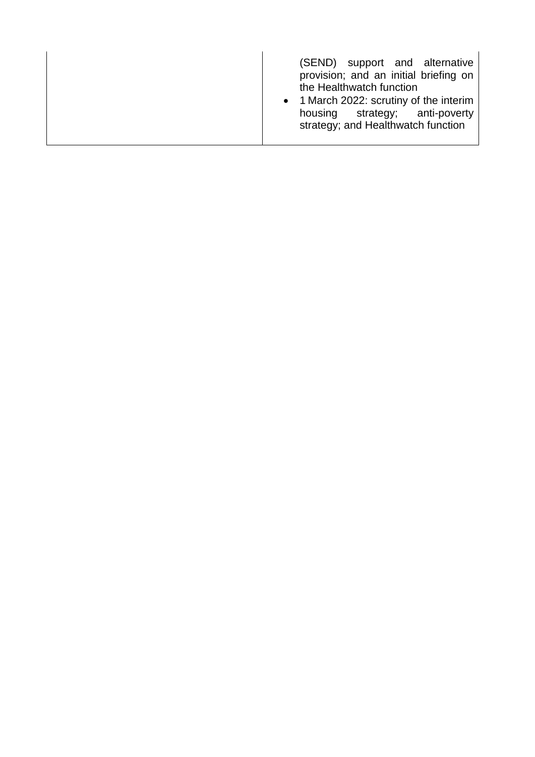| | |
|---|---|
| | (SEND) support and alternative provision; and an initial briefing on the Healthwatch function<br>• 1 March 2022: scrutiny of the interim housing strategy; anti-poverty strategy; and Healthwatch function |